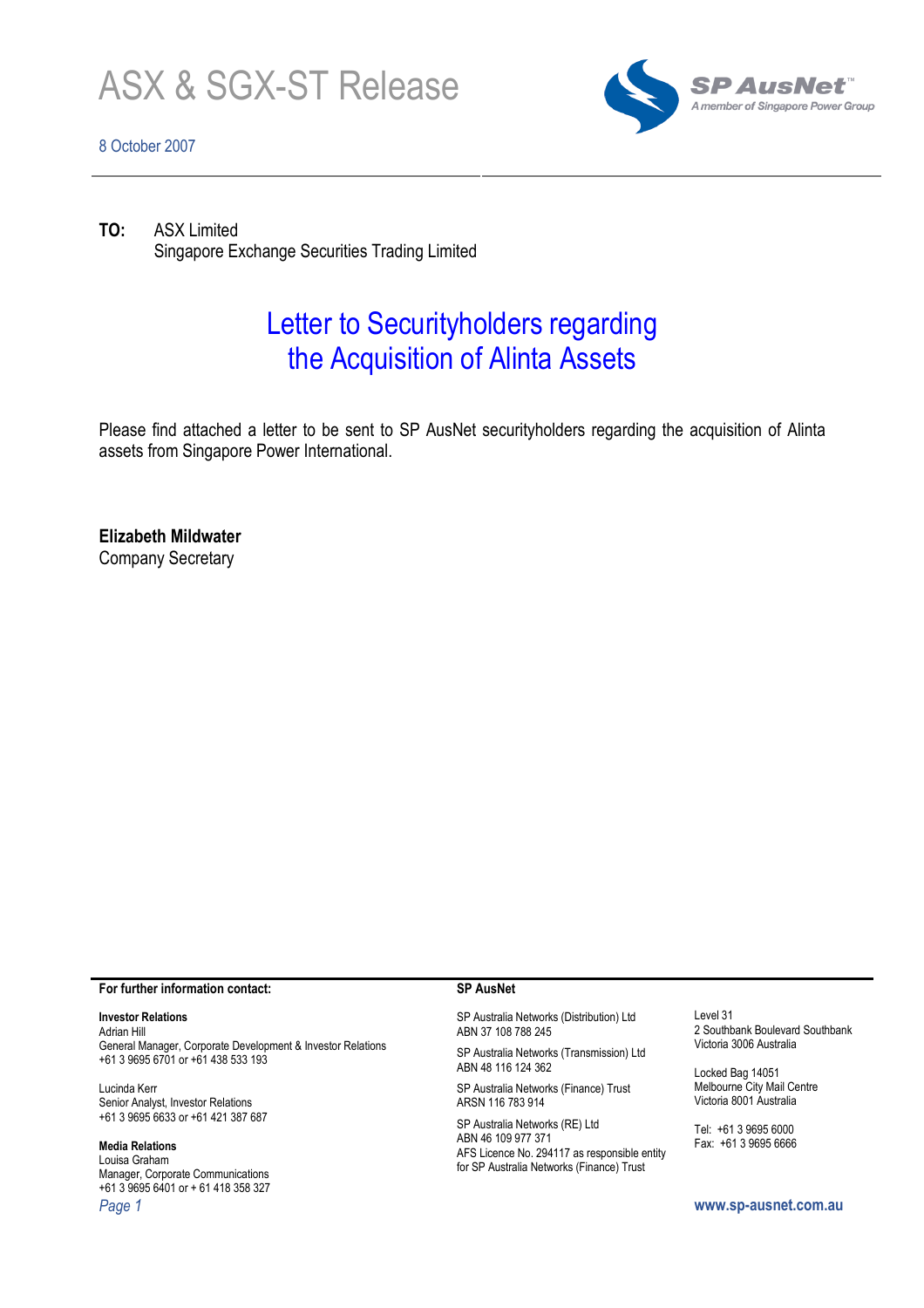# ASX & SGX-ST Release

8 October 2007

**SP AusNet**™
*A member of Singapore Power Group*

**TO:** ASX Limited
Singapore Exchange Securities Trading Limited

## Letter to Securityholders regarding the Acquisition of Alinta Assets

Please find attached a letter to be sent to SP AusNet securityholders regarding the acquisition of Alinta assets from Singapore Power International.

**Elizabeth Mildwater**
Company Secretary

**For further information contact:**

**Investor Relations**
Adrian Hill
General Manager, Corporate Development & Investor Relations
+61 3 9695 6701 or +61 438 533 193

Lucinda Kerr
Senior Analyst, Investor Relations
+61 3 9695 6633 or +61 421 387 687

**Media Relations**
Louisa Graham
Manager, Corporate Communications
+61 3 9695 6401 or + 61 418 358 327

**SP AusNet**

SP Australia Networks (Distribution) Ltd
ABN 37 108 788 245

SP Australia Networks (Transmission) Ltd
ABN 48 116 124 362

SP Australia Networks (Finance) Trust
ARSN 116 783 914

SP Australia Networks (RE) Ltd
ABN 46 109 977 371
AFS Licence No. 294117 as responsible entity for SP Australia Networks (Finance) Trust

Level 31
2 Southbank Boulevard Southbank
Victoria 3006 Australia

Locked Bag 14051
Melbourne City Mail Centre
Victoria 8001 Australia

Tel: +61 3 9695 6000
Fax: +61 3 9695 6666

www.sp-ausnet.com.au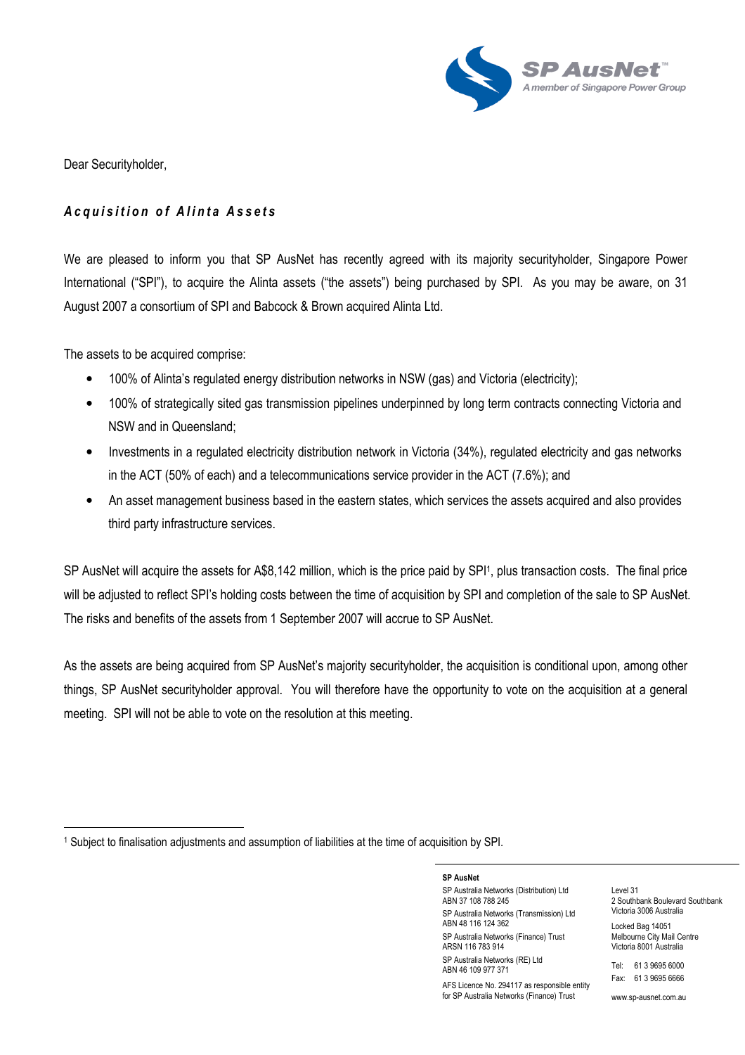Dear Securityholder,

***Acquisition of Alinta Assets***

We are pleased to inform you that SP AusNet has recently agreed with its majority securityholder, Singapore Power International ("SPI"), to acquire the Alinta assets ("the assets") being purchased by SPI. As you may be aware, on 31 August 2007 a consortium of SPI and Babcock & Brown acquired Alinta Ltd.

The assets to be acquired comprise:

- 100% of Alinta's regulated energy distribution networks in NSW (gas) and Victoria (electricity);
- 100% of strategically sited gas transmission pipelines underpinned by long term contracts connecting Victoria and NSW and in Queensland;
- Investments in a regulated electricity distribution network in Victoria (34%), regulated electricity and gas networks in the ACT (50% of each) and a telecommunications service provider in the ACT (7.6%); and
- An asset management business based in the eastern states, which services the assets acquired and also provides third party infrastructure services.

SP AusNet will acquire the assets for A$8,142 million, which is the price paid by SPI[1], plus transaction costs. The final price will be adjusted to reflect SPI's holding costs between the time of acquisition by SPI and completion of the sale to SP AusNet. The risks and benefits of the assets from 1 September 2007 will accrue to SP AusNet.

As the assets are being acquired from SP AusNet's majority securityholder, the acquisition is conditional upon, among other things, SP AusNet securityholder approval. You will therefore have the opportunity to vote on the acquisition at a general meeting. SPI will not be able to vote on the resolution at this meeting.

---

[1] Subject to finalisation adjustments and assumption of liabilities at the time of acquisition by SPI.

**SP AusNet**

SP Australia Networks (Distribution) Ltd
ABN 37 108 788 245

SP Australia Networks (Transmission) Ltd
ABN 48 116 124 362

SP Australia Networks (Finance) Trust
ARSN 116 783 914

SP Australia Networks (RE) Ltd
ABN 46 109 977 371

AFS Licence No. 294117 as responsible entity for SP Australia Networks (Finance) Trust

Level 31
2 Southbank Boulevard Southbank
Victoria 3006 Australia

Locked Bag 14051
Melbourne City Mail Centre
Victoria 8001 Australia

Tel: 61 3 9695 6000
Fax: 61 3 9695 6666

www.sp-ausnet.com.au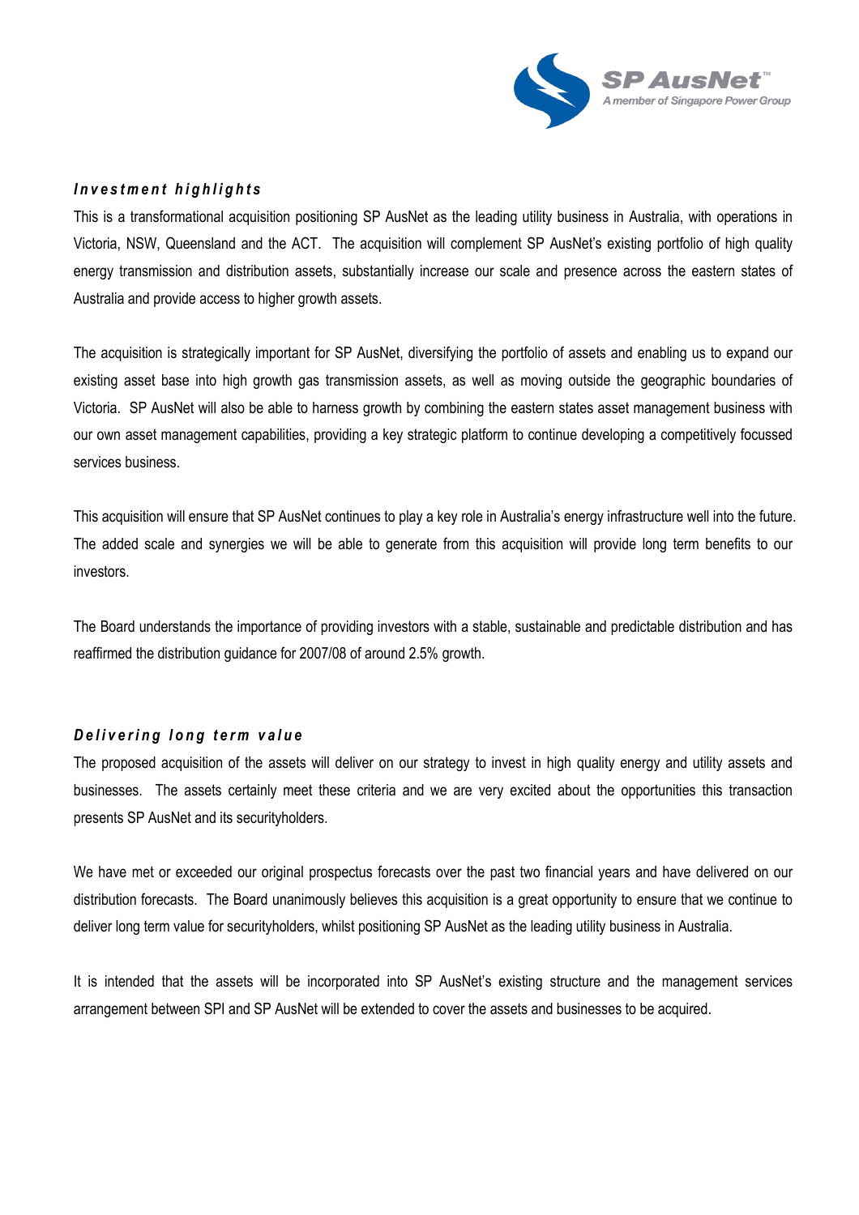### *Investment highlights*

This is a transformational acquisition positioning SP AusNet as the leading utility business in Australia, with operations in Victoria, NSW, Queensland and the ACT. The acquisition will complement SP AusNet's existing portfolio of high quality energy transmission and distribution assets, substantially increase our scale and presence across the eastern states of Australia and provide access to higher growth assets.

The acquisition is strategically important for SP AusNet, diversifying the portfolio of assets and enabling us to expand our existing asset base into high growth gas transmission assets, as well as moving outside the geographic boundaries of Victoria. SP AusNet will also be able to harness growth by combining the eastern states asset management business with our own asset management capabilities, providing a key strategic platform to continue developing a competitively focussed services business.

This acquisition will ensure that SP AusNet continues to play a key role in Australia's energy infrastructure well into the future. The added scale and synergies we will be able to generate from this acquisition will provide long term benefits to our investors.

The Board understands the importance of providing investors with a stable, sustainable and predictable distribution and has reaffirmed the distribution guidance for 2007/08 of around 2.5% growth.

### *Delivering long term value*

The proposed acquisition of the assets will deliver on our strategy to invest in high quality energy and utility assets and businesses. The assets certainly meet these criteria and we are very excited about the opportunities this transaction presents SP AusNet and its securityholders.

We have met or exceeded our original prospectus forecasts over the past two financial years and have delivered on our distribution forecasts. The Board unanimously believes this acquisition is a great opportunity to ensure that we continue to deliver long term value for securityholders, whilst positioning SP AusNet as the leading utility business in Australia.

It is intended that the assets will be incorporated into SP AusNet's existing structure and the management services arrangement between SPI and SP AusNet will be extended to cover the assets and businesses to be acquired.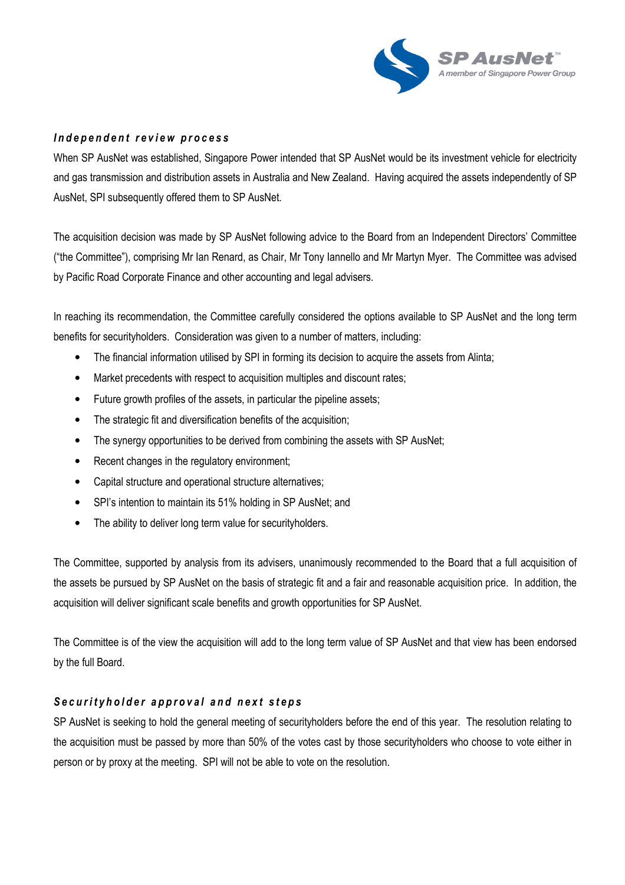### ***Independent review process***

When SP AusNet was established, Singapore Power intended that SP AusNet would be its investment vehicle for electricity and gas transmission and distribution assets in Australia and New Zealand. Having acquired the assets independently of SP AusNet, SPI subsequently offered them to SP AusNet.

The acquisition decision was made by SP AusNet following advice to the Board from an Independent Directors' Committee ("the Committee"), comprising Mr Ian Renard, as Chair, Mr Tony Iannello and Mr Martyn Myer. The Committee was advised by Pacific Road Corporate Finance and other accounting and legal advisers.

In reaching its recommendation, the Committee carefully considered the options available to SP AusNet and the long term benefits for securityholders. Consideration was given to a number of matters, including:

- The financial information utilised by SPI in forming its decision to acquire the assets from Alinta;
- Market precedents with respect to acquisition multiples and discount rates;
- Future growth profiles of the assets, in particular the pipeline assets;
- The strategic fit and diversification benefits of the acquisition;
- The synergy opportunities to be derived from combining the assets with SP AusNet;
- Recent changes in the regulatory environment;
- Capital structure and operational structure alternatives;
- SPI's intention to maintain its 51% holding in SP AusNet; and
- The ability to deliver long term value for securityholders.

The Committee, supported by analysis from its advisers, unanimously recommended to the Board that a full acquisition of the assets be pursued by SP AusNet on the basis of strategic fit and a fair and reasonable acquisition price. In addition, the acquisition will deliver significant scale benefits and growth opportunities for SP AusNet.

The Committee is of the view the acquisition will add to the long term value of SP AusNet and that view has been endorsed by the full Board.

### ***Securityholder approval and next steps***

SP AusNet is seeking to hold the general meeting of securityholders before the end of this year. The resolution relating to the acquisition must be passed by more than 50% of the votes cast by those securityholders who choose to vote either in person or by proxy at the meeting. SPI will not be able to vote on the resolution.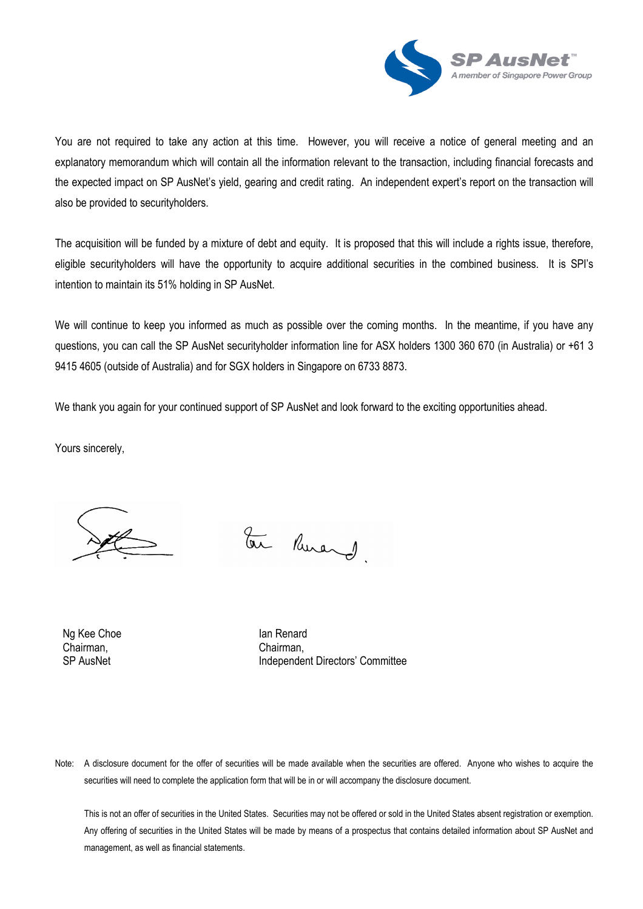You are not required to take any action at this time. However, you will receive a notice of general meeting and an explanatory memorandum which will contain all the information relevant to the transaction, including financial forecasts and the expected impact on SP AusNet's yield, gearing and credit rating. An independent expert's report on the transaction will also be provided to securityholders.

The acquisition will be funded by a mixture of debt and equity. It is proposed that this will include a rights issue, therefore, eligible securityholders will have the opportunity to acquire additional securities in the combined business. It is SPI's intention to maintain its 51% holding in SP AusNet.

We will continue to keep you informed as much as possible over the coming months. In the meantime, if you have any questions, you can call the SP AusNet securityholder information line for ASX holders 1300 360 670 (in Australia) or +61 3 9415 4605 (outside of Australia) and for SGX holders in Singapore on 6733 8873.

We thank you again for your continued support of SP AusNet and look forward to the exciting opportunities ahead.

Yours sincerely,

Ng Kee Choe
Chairman,
SP AusNet

Ian Renard
Chairman,
Independent Directors' Committee

Note: A disclosure document for the offer of securities will be made available when the securities are offered. Anyone who wishes to acquire the securities will need to complete the application form that will be in or will accompany the disclosure document.

This is not an offer of securities in the United States. Securities may not be offered or sold in the United States absent registration or exemption. Any offering of securities in the United States will be made by means of a prospectus that contains detailed information about SP AusNet and management, as well as financial statements.